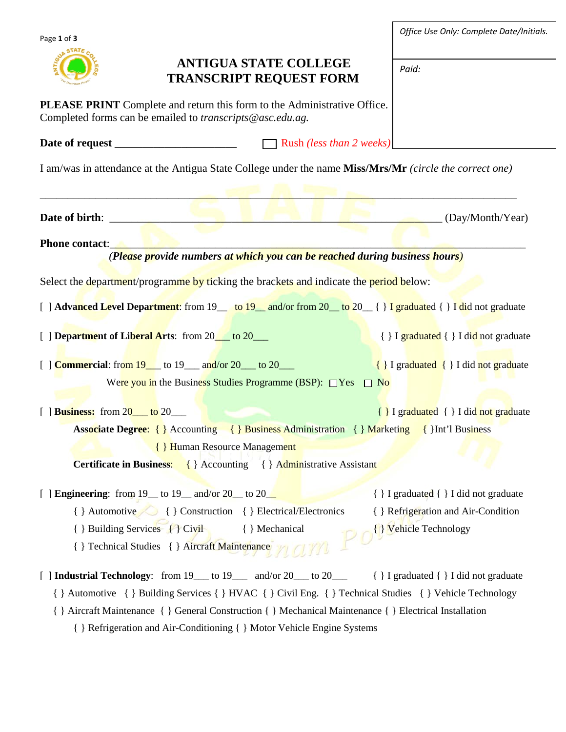Office Use Only: Complete Date/Initials.

Paid:

# ANTIGUA STATE COLLEGE
# TRANSCRIPT REQUEST FORM

**PLEASE PRINT** Complete and return this form to the Administrative Office. Completed forms can be emailed to *transcripts@asc.edu.ag.*

**Date of request** ______________________ ☐ Rush *(less than 2 weeks)*

I am/was in attendance at the Antigua State College under the name **Miss/Mrs/Mr** *(circle the correct one)*

_______________________________________________________________________________

**Date of birth**: _____________________________________________________ (Day/Month/Year)

**Phone contact**:_____________________________________________________________________

***(Please provide numbers at which you can be reached during business hours)***

Select the department/programme by ticking the brackets and indicate the period below:

[ ] **Advanced Level Department**: from 19__ to 19__ and/or from 20__ to 20__ { } I graduated { } I did not graduate

[ ] **Department of Liberal Arts**: from 20___ to 20___ { } I graduated { } I did not graduate

[ ] **Commercial**: from 19___ to 19___ and/or 20___ to 20___ { } I graduated { } I did not graduate

Were you in the Business Studies Programme (BSP): ☐Yes ☐ No

[ ] **Business:** from 20___ to 20___ { } I graduated { } I did not graduate

**Associate Degree**: { } Accounting { } Business Administration { } Marketing { }Int'l Business { } Human Resource Management

**Certificate in Business**: { } Accounting { } Administrative Assistant

[ ] **Engineering**: from 19__ to 19__ and/or 20__ to 20__ { } I graduated { } I did not graduate

{ } Automotive { } Construction { } Electrical/Electronics { } Refrigeration and Air-Condition

{ } Building Services { } Civil { } Mechanical { } Vehicle Technology

{ } Technical Studies { } Aircraft Maintenance

[ ] **Industrial Technology**: from 19___ to 19___ and/or 20___ to 20___ { } I graduated { } I did not graduate

{ } Automotive { } Building Services { } HVAC { } Civil Eng. { } Technical Studies { } Vehicle Technology

{ } Aircraft Maintenance { } General Construction { } Mechanical Maintenance { } Electrical Installation

{ } Refrigeration and Air-Conditioning { } Motor Vehicle Engine Systems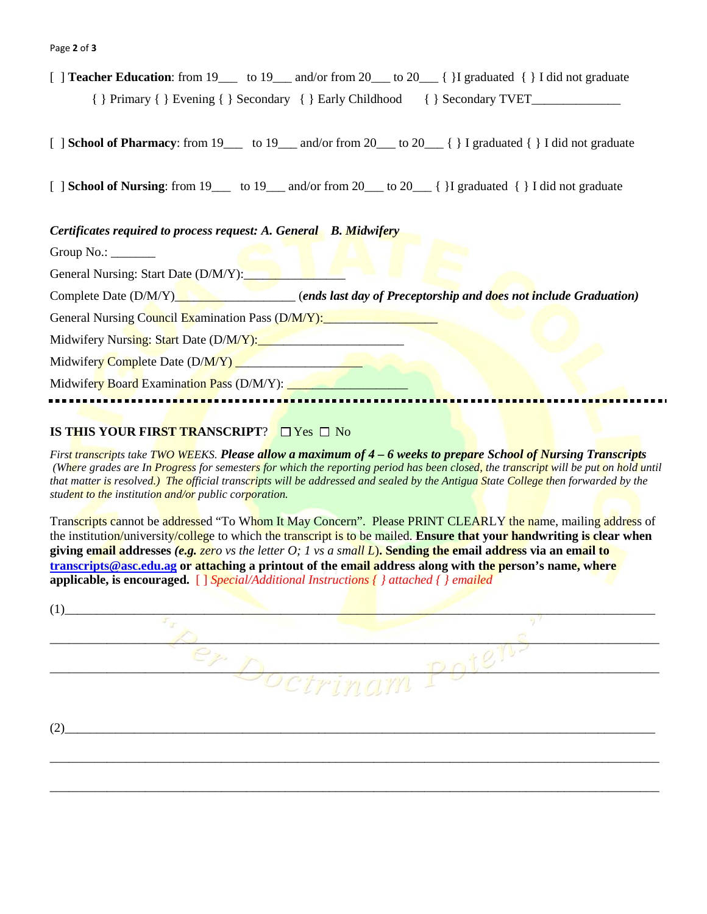[ ] **Teacher Education**: from 19___ to 19___ and/or from 20___ to 20___ { }I graduated { } I did not graduate

{ } Primary { } Evening { } Secondary { } Early Childhood { } Secondary TVET______________

[ ] **School of Pharmacy**: from 19___ to 19___ and/or from 20___ to 20___ { } I graduated { } I did not graduate

[ ] **School of Nursing**: from 19___ to 19___ and/or from 20___ to 20___ { }I graduated { } I did not graduate

***Certificates required to process request: A. General B. Midwifery***

Group No.: _______

General Nursing: Start Date (D/M/Y):_______________

Complete Date (D/M/Y)__________________ (***ends last day of Preceptorship and does not include Graduation)***

General Nursing Council Examination Pass (D/M/Y):_________________

Midwifery Nursing: Start Date (D/M/Y):______________________

Midwifery Complete Date (D/M/Y) ___________________

Midwifery Board Examination Pass (D/M/Y): __________________

---

**IS THIS YOUR FIRST TRANSCRIPT**? ☐ Yes ☐ No

*First transcripts take TWO WEEKS.* ***Please allow a maximum of 4 – 6 weeks to prepare School of Nursing Transcripts*** *(Where grades are In Progress for semesters for which the reporting period has been closed, the transcript will be put on hold until that matter is resolved.) The official transcripts will be addressed and sealed by the Antigua State College then forwarded by the student to the institution and/or public corporation.*

Transcripts cannot be addressed "To Whom It May Concern". Please PRINT CLEARLY the name, mailing address of the institution/university/college to which the transcript is to be mailed. **Ensure that your handwriting is clear when giving email addresses *(e.g.* *zero vs the letter O; 1 vs a small L*). Sending the email address via an email to transcripts@asc.edu.ag or attaching a printout of the email address along with the person's name, where applicable, is encouraged.** [ ] *Special/Additional Instructions { } attached { } emailed*

(1)________________________________________________________________________________

__________________________________________________________________________________

__________________________________________________________________________________

(2)________________________________________________________________________________

__________________________________________________________________________________

__________________________________________________________________________________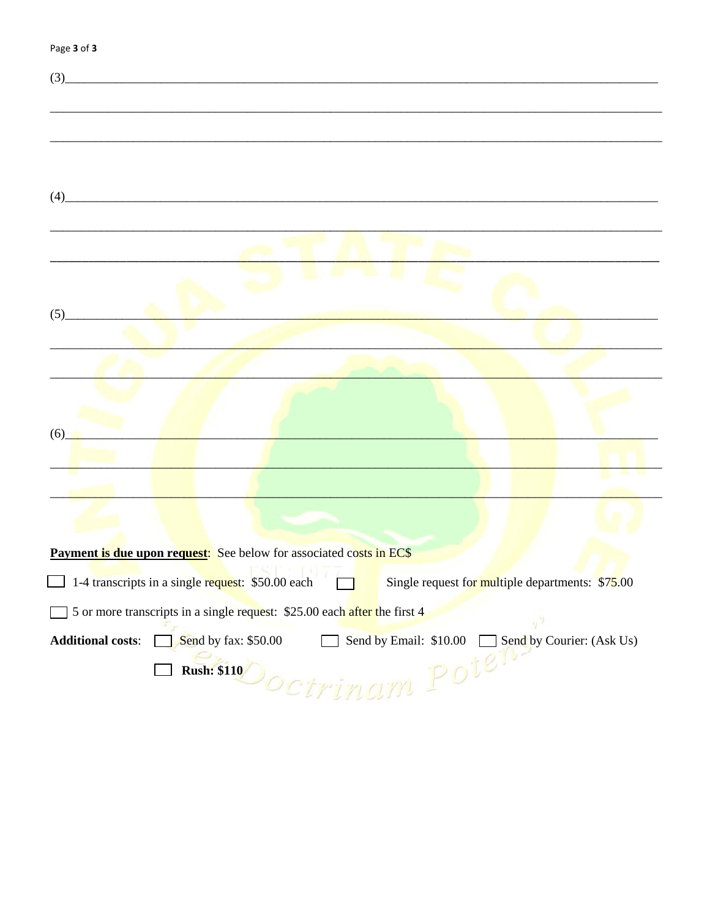(3)\_\_\_\_\_\_\_\_\_\_\_\_\_\_\_\_\_\_\_\_\_\_\_\_\_\_\_\_\_\_\_\_\_\_\_\_\_\_\_\_\_\_\_\_\_\_\_\_\_\_\_\_\_\_\_\_\_\_\_\_\_\_\_\_\_\_\_\_\_\_\_\_\_\_\_\_

\_\_\_\_\_\_\_\_\_\_\_\_\_\_\_\_\_\_\_\_\_\_\_\_\_\_\_\_\_\_\_\_\_\_\_\_\_\_\_\_\_\_\_\_\_\_\_\_\_\_\_\_\_\_\_\_\_\_\_\_\_\_\_\_\_\_\_\_\_\_\_\_\_\_\_\_\_\_\_

\_\_\_\_\_\_\_\_\_\_\_\_\_\_\_\_\_\_\_\_\_\_\_\_\_\_\_\_\_\_\_\_\_\_\_\_\_\_\_\_\_\_\_\_\_\_\_\_\_\_\_\_\_\_\_\_\_\_\_\_\_\_\_\_\_\_\_\_\_\_\_\_\_\_\_\_\_\_\_

(4)\_\_\_\_\_\_\_\_\_\_\_\_\_\_\_\_\_\_\_\_\_\_\_\_\_\_\_\_\_\_\_\_\_\_\_\_\_\_\_\_\_\_\_\_\_\_\_\_\_\_\_\_\_\_\_\_\_\_\_\_\_\_\_\_\_\_\_\_\_\_\_\_\_\_\_\_

\_\_\_\_\_\_\_\_\_\_\_\_\_\_\_\_\_\_\_\_\_\_\_\_\_\_\_\_\_\_\_\_\_\_\_\_\_\_\_\_\_\_\_\_\_\_\_\_\_\_\_\_\_\_\_\_\_\_\_\_\_\_\_\_\_\_\_\_\_\_\_\_\_\_\_\_\_\_\_

\_\_\_\_\_\_\_\_\_\_\_\_\_\_\_\_\_\_\_\_\_\_\_\_\_\_\_\_\_\_\_\_\_\_\_\_\_\_\_\_\_\_\_\_\_\_\_\_\_\_\_\_\_\_\_\_\_\_\_\_\_\_\_\_\_\_\_\_\_\_\_\_\_\_\_\_\_\_\_

(5)\_\_\_\_\_\_\_\_\_\_\_\_\_\_\_\_\_\_\_\_\_\_\_\_\_\_\_\_\_\_\_\_\_\_\_\_\_\_\_\_\_\_\_\_\_\_\_\_\_\_\_\_\_\_\_\_\_\_\_\_\_\_\_\_\_\_\_\_\_\_\_\_\_\_\_\_

\_\_\_\_\_\_\_\_\_\_\_\_\_\_\_\_\_\_\_\_\_\_\_\_\_\_\_\_\_\_\_\_\_\_\_\_\_\_\_\_\_\_\_\_\_\_\_\_\_\_\_\_\_\_\_\_\_\_\_\_\_\_\_\_\_\_\_\_\_\_\_\_\_\_\_\_\_\_\_

\_\_\_\_\_\_\_\_\_\_\_\_\_\_\_\_\_\_\_\_\_\_\_\_\_\_\_\_\_\_\_\_\_\_\_\_\_\_\_\_\_\_\_\_\_\_\_\_\_\_\_\_\_\_\_\_\_\_\_\_\_\_\_\_\_\_\_\_\_\_\_\_\_\_\_\_\_\_\_

(6)\_\_\_\_\_\_\_\_\_\_\_\_\_\_\_\_\_\_\_\_\_\_\_\_\_\_\_\_\_\_\_\_\_\_\_\_\_\_\_\_\_\_\_\_\_\_\_\_\_\_\_\_\_\_\_\_\_\_\_\_\_\_\_\_\_\_\_\_\_\_\_\_\_\_\_\_

\_\_\_\_\_\_\_\_\_\_\_\_\_\_\_\_\_\_\_\_\_\_\_\_\_\_\_\_\_\_\_\_\_\_\_\_\_\_\_\_\_\_\_\_\_\_\_\_\_\_\_\_\_\_\_\_\_\_\_\_\_\_\_\_\_\_\_\_\_\_\_\_\_\_\_\_\_\_\_

\_\_\_\_\_\_\_\_\_\_\_\_\_\_\_\_\_\_\_\_\_\_\_\_\_\_\_\_\_\_\_\_\_\_\_\_\_\_\_\_\_\_\_\_\_\_\_\_\_\_\_\_\_\_\_\_\_\_\_\_\_\_\_\_\_\_\_\_\_\_\_\_\_\_\_\_\_\_\_

**<u>Payment is due upon request</u>**: See below for associated costs in EC$

☐ 1-4 transcripts in a single request: $50.00 each ☐ Single request for multiple departments: $75.00

☐ 5 or more transcripts in a single request: $25.00 each after the first 4

**Additional costs**: ☐ Send by fax: $50.00 ☐ Send by Email: $10.00 ☐ Send by Courier: (Ask Us)

☐ **Rush: $110**